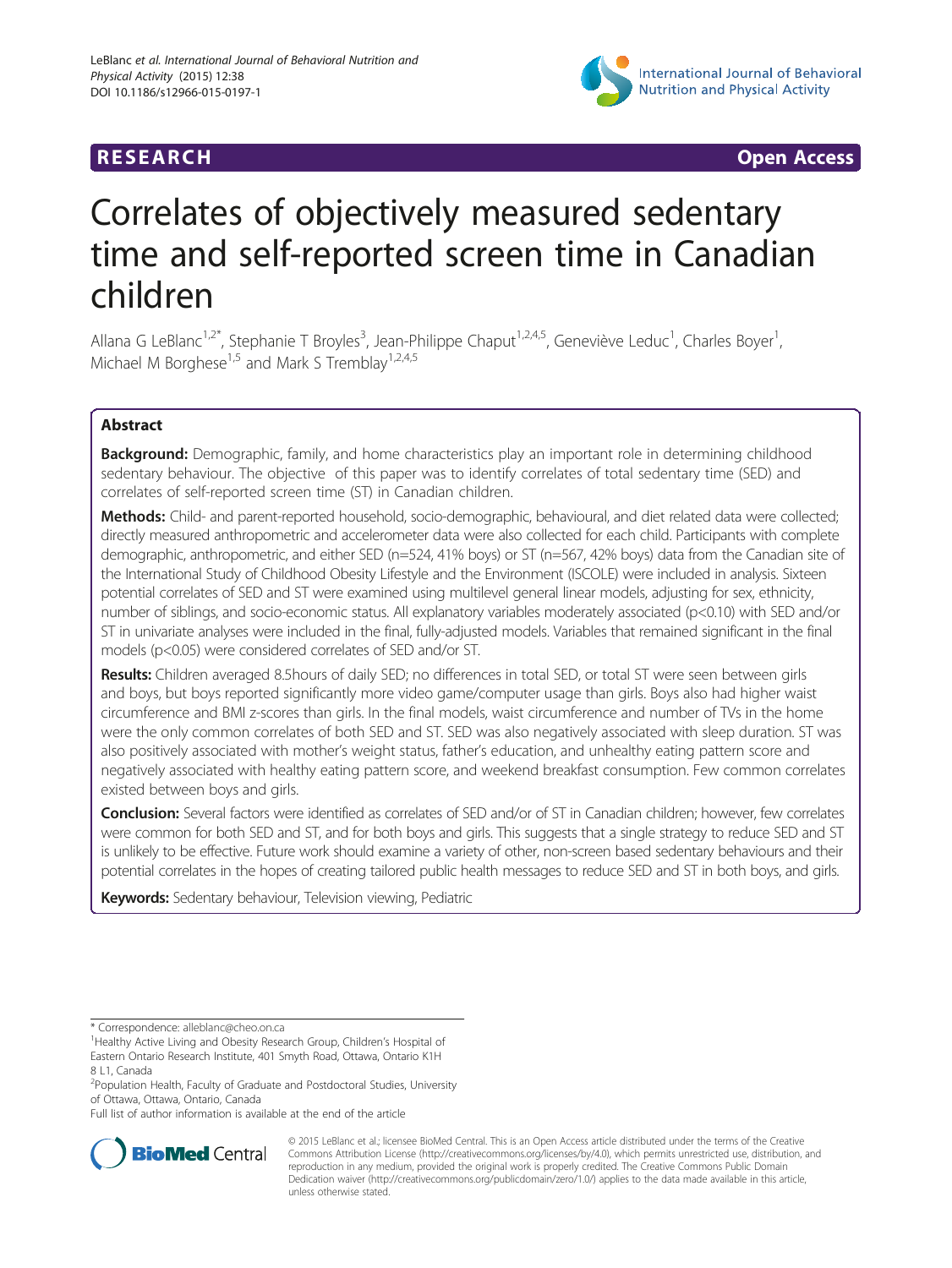RESEARCH Open Access

# Correlates of objectively measured sedentary time and self-reported screen time in Canadian children

Allana G LeBlanc[1,2*], Stephanie T Broyles[3], Jean-Philippe Chaput[1,2,4,5], Geneviève Leduc[1], Charles Boyer[1], Michael M Borghese[1,5] and Mark S Tremblay[1,2,4,5]

## Abstract

**Background:** Demographic, family, and home characteristics play an important role in determining childhood sedentary behaviour. The objective of this paper was to identify correlates of total sedentary time (SED) and correlates of self-reported screen time (ST) in Canadian children.

**Methods:** Child- and parent-reported household, socio-demographic, behavioural, and diet related data were collected; directly measured anthropometric and accelerometer data were also collected for each child. Participants with complete demographic, anthropometric, and either SED (n=524, 41% boys) or ST (n=567, 42% boys) data from the Canadian site of the International Study of Childhood Obesity Lifestyle and the Environment (ISCOLE) were included in analysis. Sixteen potential correlates of SED and ST were examined using multilevel general linear models, adjusting for sex, ethnicity, number of siblings, and socio-economic status. All explanatory variables moderately associated (p<0.10) with SED and/or ST in univariate analyses were included in the final, fully-adjusted models. Variables that remained significant in the final models (p<0.05) were considered correlates of SED and/or ST.

**Results:** Children averaged 8.5hours of daily SED; no differences in total SED, or total ST were seen between girls and boys, but boys reported significantly more video game/computer usage than girls. Boys also had higher waist circumference and BMI z-scores than girls. In the final models, waist circumference and number of TVs in the home were the only common correlates of both SED and ST. SED was also negatively associated with sleep duration. ST was also positively associated with mother's weight status, father's education, and unhealthy eating pattern score and negatively associated with healthy eating pattern score, and weekend breakfast consumption. Few common correlates existed between boys and girls.

**Conclusion:** Several factors were identified as correlates of SED and/or of ST in Canadian children; however, few correlates were common for both SED and ST, and for both boys and girls. This suggests that a single strategy to reduce SED and ST is unlikely to be effective. Future work should examine a variety of other, non-screen based sedentary behaviours and their potential correlates in the hopes of creating tailored public health messages to reduce SED and ST in both boys, and girls.

**Keywords:** Sedentary behaviour, Television viewing, Pediatric

---

* Correspondence: alleblanc@cheo.on.ca
[1]Healthy Active Living and Obesity Research Group, Children's Hospital of Eastern Ontario Research Institute, 401 Smyth Road, Ottawa, Ontario K1H 8 L1, Canada
[2]Population Health, Faculty of Graduate and Postdoctoral Studies, University of Ottawa, Ottawa, Ontario, Canada
Full list of author information is available at the end of the article

© 2015 LeBlanc et al.; licensee BioMed Central. This is an Open Access article distributed under the terms of the Creative Commons Attribution License (http://creativecommons.org/licenses/by/4.0), which permits unrestricted use, distribution, and reproduction in any medium, provided the original work is properly credited. The Creative Commons Public Domain Dedication waiver (http://creativecommons.org/publicdomain/zero/1.0/) applies to the data made available in this article, unless otherwise stated.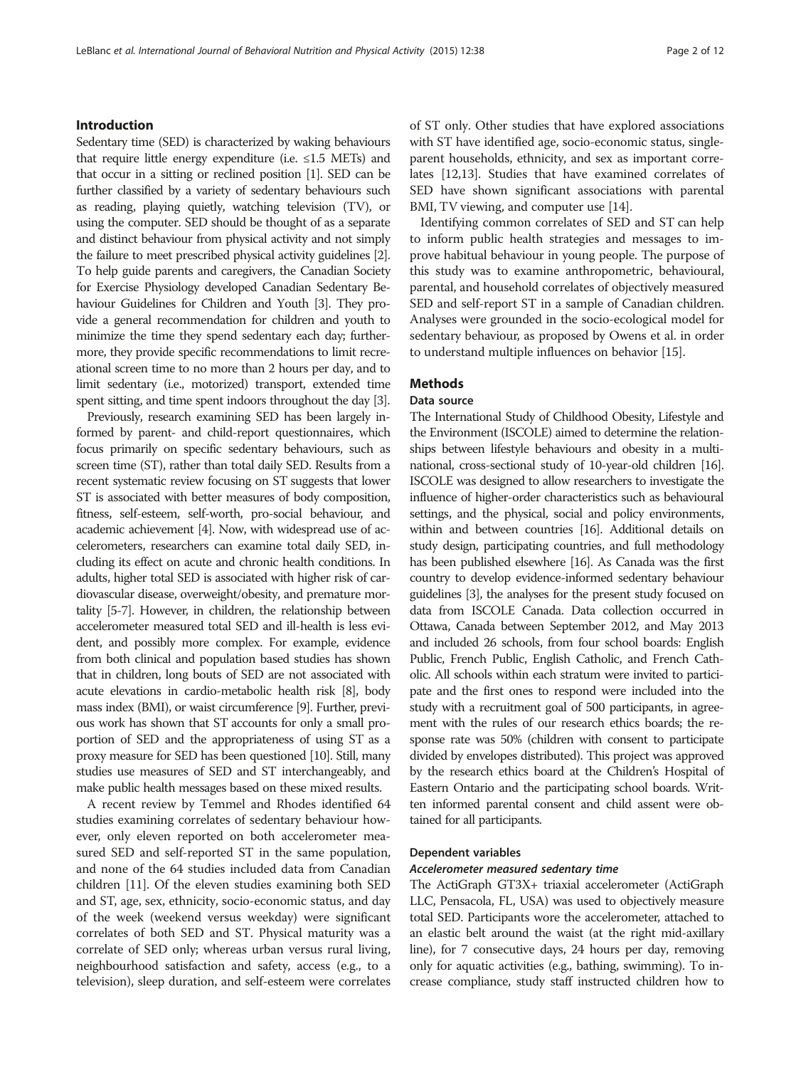## Introduction

Sedentary time (SED) is characterized by waking behaviours that require little energy expenditure (i.e. ≤1.5 METs) and that occur in a sitting or reclined position [1]. SED can be further classified by a variety of sedentary behaviours such as reading, playing quietly, watching television (TV), or using the computer. SED should be thought of as a separate and distinct behaviour from physical activity and not simply the failure to meet prescribed physical activity guidelines [2]. To help guide parents and caregivers, the Canadian Society for Exercise Physiology developed Canadian Sedentary Behaviour Guidelines for Children and Youth [3]. They provide a general recommendation for children and youth to minimize the time they spend sedentary each day; furthermore, they provide specific recommendations to limit recreational screen time to no more than 2 hours per day, and to limit sedentary (i.e., motorized) transport, extended time spent sitting, and time spent indoors throughout the day [3].

Previously, research examining SED has been largely informed by parent- and child-report questionnaires, which focus primarily on specific sedentary behaviours, such as screen time (ST), rather than total daily SED. Results from a recent systematic review focusing on ST suggests that lower ST is associated with better measures of body composition, fitness, self-esteem, self-worth, pro-social behaviour, and academic achievement [4]. Now, with widespread use of accelerometers, researchers can examine total daily SED, including its effect on acute and chronic health conditions. In adults, higher total SED is associated with higher risk of cardiovascular disease, overweight/obesity, and premature mortality [5-7]. However, in children, the relationship between accelerometer measured total SED and ill-health is less evident, and possibly more complex. For example, evidence from both clinical and population based studies has shown that in children, long bouts of SED are not associated with acute elevations in cardio-metabolic health risk [8], body mass index (BMI), or waist circumference [9]. Further, previous work has shown that ST accounts for only a small proportion of SED and the appropriateness of using ST as a proxy measure for SED has been questioned [10]. Still, many studies use measures of SED and ST interchangeably, and make public health messages based on these mixed results.

A recent review by Temmel and Rhodes identified 64 studies examining correlates of sedentary behaviour however, only eleven reported on both accelerometer measured SED and self-reported ST in the same population, and none of the 64 studies included data from Canadian children [11]. Of the eleven studies examining both SED and ST, age, sex, ethnicity, socio-economic status, and day of the week (weekend versus weekday) were significant correlates of both SED and ST. Physical maturity was a correlate of SED only; whereas urban versus rural living, neighbourhood satisfaction and safety, access (e.g., to a television), sleep duration, and self-esteem were correlates of ST only. Other studies that have explored associations with ST have identified age, socio-economic status, single-parent households, ethnicity, and sex as important correlates [12,13]. Studies that have examined correlates of SED have shown significant associations with parental BMI, TV viewing, and computer use [14].

Identifying common correlates of SED and ST can help to inform public health strategies and messages to improve habitual behaviour in young people. The purpose of this study was to examine anthropometric, behavioural, parental, and household correlates of objectively measured SED and self-report ST in a sample of Canadian children. Analyses were grounded in the socio-ecological model for sedentary behaviour, as proposed by Owens et al. in order to understand multiple influences on behavior [15].

## Methods

### Data source

The International Study of Childhood Obesity, Lifestyle and the Environment (ISCOLE) aimed to determine the relationships between lifestyle behaviours and obesity in a multinational, cross-sectional study of 10-year-old children [16]. ISCOLE was designed to allow researchers to investigate the influence of higher-order characteristics such as behavioural settings, and the physical, social and policy environments, within and between countries [16]. Additional details on study design, participating countries, and full methodology has been published elsewhere [16]. As Canada was the first country to develop evidence-informed sedentary behaviour guidelines [3], the analyses for the present study focused on data from ISCOLE Canada. Data collection occurred in Ottawa, Canada between September 2012, and May 2013 and included 26 schools, from four school boards: English Public, French Public, English Catholic, and French Catholic. All schools within each stratum were invited to participate and the first ones to respond were included into the study with a recruitment goal of 500 participants, in agreement with the rules of our research ethics boards; the response rate was 50% (children with consent to participate divided by envelopes distributed). This project was approved by the research ethics board at the Children's Hospital of Eastern Ontario and the participating school boards. Written informed parental consent and child assent were obtained for all participants.

### Dependent variables

#### *Accelerometer measured sedentary time*

The ActiGraph GT3X+ triaxial accelerometer (ActiGraph LLC, Pensacola, FL, USA) was used to objectively measure total SED. Participants wore the accelerometer, attached to an elastic belt around the waist (at the right mid-axillary line), for 7 consecutive days, 24 hours per day, removing only for aquatic activities (e.g., bathing, swimming). To increase compliance, study staff instructed children how to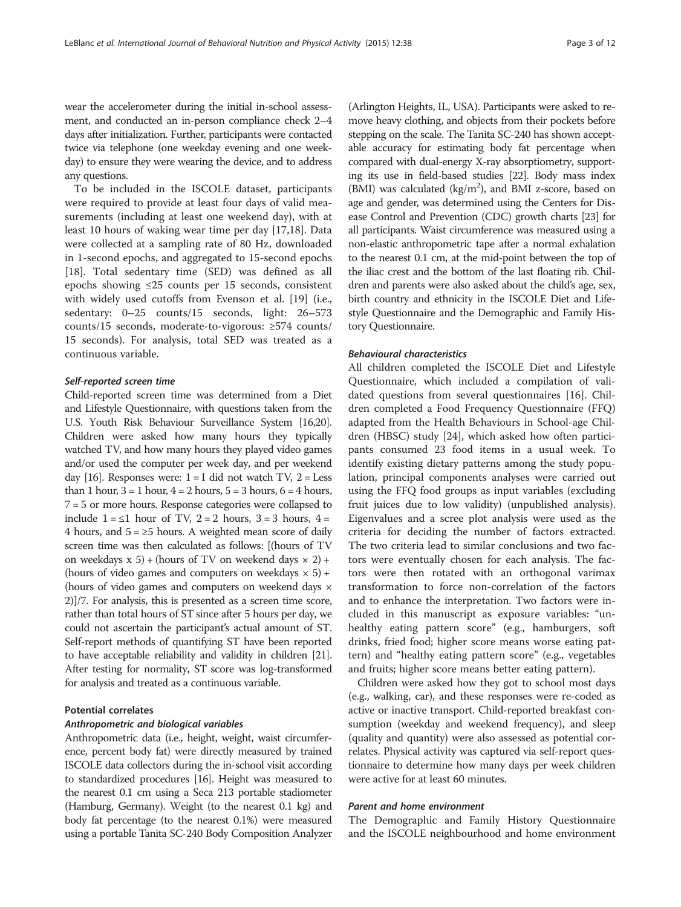wear the accelerometer during the initial in-school assessment, and conducted an in-person compliance check 2–4 days after initialization. Further, participants were contacted twice via telephone (one weekday evening and one weekday) to ensure they were wearing the device, and to address any questions.

To be included in the ISCOLE dataset, participants were required to provide at least four days of valid measurements (including at least one weekend day), with at least 10 hours of waking wear time per day [17,18]. Data were collected at a sampling rate of 80 Hz, downloaded in 1-second epochs, and aggregated to 15-second epochs [18]. Total sedentary time (SED) was defined as all epochs showing ≤25 counts per 15 seconds, consistent with widely used cutoffs from Evenson et al. [19] (i.e., sedentary: 0–25 counts/15 seconds, light: 26–573 counts/15 seconds, moderate-to-vigorous: ≥574 counts/15 seconds). For analysis, total SED was treated as a continuous variable.

#### *Self-reported screen time*

Child-reported screen time was determined from a Diet and Lifestyle Questionnaire, with questions taken from the U.S. Youth Risk Behaviour Surveillance System [16,20]. Children were asked how many hours they typically watched TV, and how many hours they played video games and/or used the computer per week day, and per weekend day [16]. Responses were: 1 = I did not watch TV, 2 = Less than 1 hour, 3 = 1 hour, 4 = 2 hours, 5 = 3 hours, 6 = 4 hours, 7 = 5 or more hours. Response categories were collapsed to include 1 = ≤1 hour of TV, 2 = 2 hours, 3 = 3 hours, 4 = 4 hours, and 5 = ≥5 hours. A weighted mean score of daily screen time was then calculated as follows: [(hours of TV on weekdays x 5) + (hours of TV on weekend days × 2) + (hours of video games and computers on weekdays × 5) + (hours of video games and computers on weekend days × 2)]/7. For analysis, this is presented as a screen time score, rather than total hours of ST since after 5 hours per day, we could not ascertain the participant's actual amount of ST. Self-report methods of quantifying ST have been reported to have acceptable reliability and validity in children [21]. After testing for normality, ST score was log-transformed for analysis and treated as a continuous variable.

### Potential correlates

#### *Anthropometric and biological variables*

Anthropometric data (i.e., height, weight, waist circumference, percent body fat) were directly measured by trained ISCOLE data collectors during the in-school visit according to standardized procedures [16]. Height was measured to the nearest 0.1 cm using a Seca 213 portable stadiometer (Hamburg, Germany). Weight (to the nearest 0.1 kg) and body fat percentage (to the nearest 0.1%) were measured using a portable Tanita SC-240 Body Composition Analyzer (Arlington Heights, IL, USA). Participants were asked to remove heavy clothing, and objects from their pockets before stepping on the scale. The Tanita SC-240 has shown acceptable accuracy for estimating body fat percentage when compared with dual-energy X-ray absorptiometry, supporting its use in field-based studies [22]. Body mass index (BMI) was calculated (kg/m$^2$), and BMI z-score, based on age and gender, was determined using the Centers for Disease Control and Prevention (CDC) growth charts [23] for all participants. Waist circumference was measured using a non-elastic anthropometric tape after a normal exhalation to the nearest 0.1 cm, at the mid-point between the top of the iliac crest and the bottom of the last floating rib. Children and parents were also asked about the child's age, sex, birth country and ethnicity in the ISCOLE Diet and Lifestyle Questionnaire and the Demographic and Family History Questionnaire.

#### *Behavioural characteristics*

All children completed the ISCOLE Diet and Lifestyle Questionnaire, which included a compilation of validated questions from several questionnaires [16]. Children completed a Food Frequency Questionnaire (FFQ) adapted from the Health Behaviours in School-age Children (HBSC) study [24], which asked how often participants consumed 23 food items in a usual week. To identify existing dietary patterns among the study population, principal components analyses were carried out using the FFQ food groups as input variables (excluding fruit juices due to low validity) (unpublished analysis). Eigenvalues and a scree plot analysis were used as the criteria for deciding the number of factors extracted. The two criteria lead to similar conclusions and two factors were eventually chosen for each analysis. The factors were then rotated with an orthogonal varimax transformation to force non-correlation of the factors and to enhance the interpretation. Two factors were included in this manuscript as exposure variables: "unhealthy eating pattern score" (e.g., hamburgers, soft drinks, fried food; higher score means worse eating pattern) and "healthy eating pattern score" (e.g., vegetables and fruits; higher score means better eating pattern).

Children were asked how they got to school most days (e.g., walking, car), and these responses were re-coded as active or inactive transport. Child-reported breakfast consumption (weekday and weekend frequency), and sleep (quality and quantity) were also assessed as potential correlates. Physical activity was captured via self-report questionnaire to determine how many days per week children were active for at least 60 minutes.

#### *Parent and home environment*

The Demographic and Family History Questionnaire and the ISCOLE neighbourhood and home environment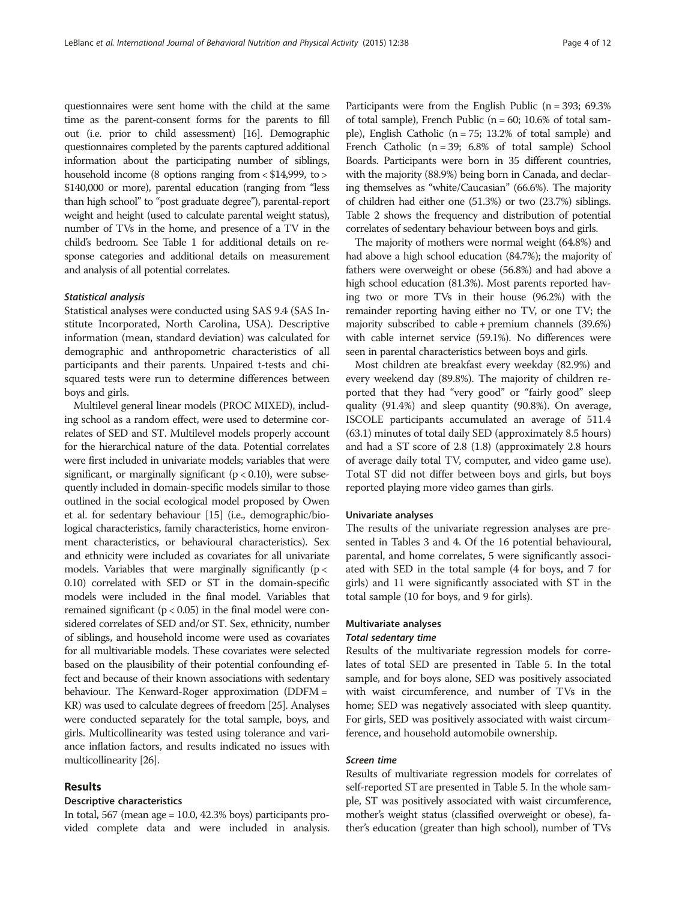questionnaires were sent home with the child at the same time as the parent-consent forms for the parents to fill out (i.e. prior to child assessment) [16]. Demographic questionnaires completed by the parents captured additional information about the participating number of siblings, household income (8 options ranging from < $14,999, to > $140,000 or more), parental education (ranging from "less than high school" to "post graduate degree"), parental-report weight and height (used to calculate parental weight status), number of TVs in the home, and presence of a TV in the child's bedroom. See Table 1 for additional details on response categories and additional details on measurement and analysis of all potential correlates.

#### Statistical analysis

Statistical analyses were conducted using SAS 9.4 (SAS Institute Incorporated, North Carolina, USA). Descriptive information (mean, standard deviation) was calculated for demographic and anthropometric characteristics of all participants and their parents. Unpaired t-tests and chi-squared tests were run to determine differences between boys and girls.

Multilevel general linear models (PROC MIXED), including school as a random effect, were used to determine correlates of SED and ST. Multilevel models properly account for the hierarchical nature of the data. Potential correlates were first included in univariate models; variables that were significant, or marginally significant ($p < 0.10$), were subsequently included in domain-specific models similar to those outlined in the social ecological model proposed by Owen et al. for sedentary behaviour [15] (i.e., demographic/biological characteristics, family characteristics, home environment characteristics, or behavioural characteristics). Sex and ethnicity were included as covariates for all univariate models. Variables that were marginally significantly ($p < 0.10$) correlated with SED or ST in the domain-specific models were included in the final model. Variables that remained significant ($p < 0.05$) in the final model were considered correlates of SED and/or ST. Sex, ethnicity, number of siblings, and household income were used as covariates for all multivariable models. These covariates were selected based on the plausibility of their potential confounding effect and because of their known associations with sedentary behaviour. The Kenward-Roger approximation (DDFM = KR) was used to calculate degrees of freedom [25]. Analyses were conducted separately for the total sample, boys, and girls. Multicollinearity was tested using tolerance and variance inflation factors, and results indicated no issues with multicollinearity [26].

## Results

### Descriptive characteristics

In total, 567 (mean age = 10.0, 42.3% boys) participants provided complete data and were included in analysis. Participants were from the English Public (n = 393; 69.3% of total sample), French Public (n = 60; 10.6% of total sample), English Catholic (n = 75; 13.2% of total sample) and French Catholic (n = 39; 6.8% of total sample) School Boards. Participants were born in 35 different countries, with the majority (88.9%) being born in Canada, and declaring themselves as "white/Caucasian" (66.6%). The majority of children had either one (51.3%) or two (23.7%) siblings. Table 2 shows the frequency and distribution of potential correlates of sedentary behaviour between boys and girls.

The majority of mothers were normal weight (64.8%) and had above a high school education (84.7%); the majority of fathers were overweight or obese (56.8%) and had above a high school education (81.3%). Most parents reported having two or more TVs in their house (96.2%) with the remainder reporting having either no TV, or one TV; the majority subscribed to cable + premium channels (39.6%) with cable internet service (59.1%). No differences were seen in parental characteristics between boys and girls.

Most children ate breakfast every weekday (82.9%) and every weekend day (89.8%). The majority of children reported that they had "very good" or "fairly good" sleep quality (91.4%) and sleep quantity (90.8%). On average, ISCOLE participants accumulated an average of 511.4 (63.1) minutes of total daily SED (approximately 8.5 hours) and had a ST score of 2.8 (1.8) (approximately 2.8 hours of average daily total TV, computer, and video game use). Total ST did not differ between boys and girls, but boys reported playing more video games than girls.

### Univariate analyses

The results of the univariate regression analyses are presented in Tables 3 and 4. Of the 16 potential behavioural, parental, and home correlates, 5 were significantly associated with SED in the total sample (4 for boys, and 7 for girls) and 11 were significantly associated with ST in the total sample (10 for boys, and 9 for girls).

### Multivariate analyses

#### Total sedentary time

Results of the multivariate regression models for correlates of total SED are presented in Table 5. In the total sample, and for boys alone, SED was positively associated with waist circumference, and number of TVs in the home; SED was negatively associated with sleep quantity. For girls, SED was positively associated with waist circumference, and household automobile ownership.

#### Screen time

Results of multivariate regression models for correlates of self-reported ST are presented in Table 5. In the whole sample, ST was positively associated with waist circumference, mother's weight status (classified overweight or obese), father's education (greater than high school), number of TVs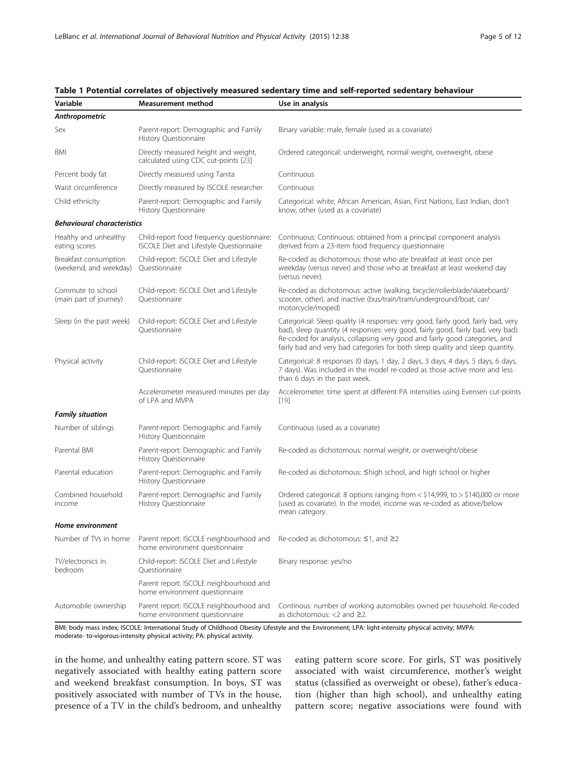**Table 1 Potential correlates of objectively measured sedentary time and self-reported sedentary behaviour**

| Variable | Measurement method | Use in analysis |
|---|---|---|
| ***Anthropometric*** | | |
| Sex | Parent-report: Demographic and Family History Questionnaire | Binary variable: male, female (used as a covariate) |
| BMI | Directly measured height and weight, calculated using CDC cut-points [23] | Ordered categorical: underweight, normal weight, overweight, obese |
| Percent body fat | Directly measured using Tanita | Continuous |
| Waist circumference | Directly measured by ISCOLE researcher | Continuous |
| Child ethnicity | Parent-report: Demographic and Family History Questionnaire | Categorical: white, African American, Asian, First Nations, East Indian, don't know, other (used as a covariate) |
| ***Behavioural characteristics*** | | |
| Healthy and unhealthy eating scores | Child-report food frequency questionnaire: ISCOLE Diet and Lifestyle Questionnaire | Continuous: Continuous: obtained from a principal component analysis derived from a 23-item food frequency questionnaire |
| Breakfast consumption (weekend, and weekday) | Child-report: ISCOLE Diet and Lifestyle Questionnaire | Re-coded as dichotomous: those who ate breakfast at least once per weekday (versus never) and those who at breakfast at least weekend day (versus never). |
| Commute to school (main part of journey) | Child-report: ISCOLE Diet and Lifestyle Questionnaire | Re-coded as dichotomous: active (walking, bicycle/rollerblade/skateboard/scooter, other), and inactive (bus/train/tram/underground/boat, car/motorcycle/moped) |
| Sleep (in the past week) | Child-report: ISCOLE Diet and Lifestyle Questionnaire | Categorical: Sleep quality (4 responses: very good, fairly good, fairly bad, very bad), sleep quantity (4 responses: very good, fairly good, fairly bad, very bad). Re-coded for analysis, collapsing very good and fairly good categories, and fairly bad and very bad categories for both sleep quality and sleep quantity. |
| Physical activity | Child-report: ISCOLE Diet and Lifestyle Questionnaire | Categorical: 8 responses (0 days, 1 day, 2 days, 3 days, 4 days, 5 days, 6 days, 7 days). Was included in the model re-coded as those active more and less than 6 days in the past week. |
| | Accelerometer measured minutes per day of LPA and MVPA | Accelerometer: time spent at different PA intensities using Evensen cut-points [19] |
| ***Family situation*** | | |
| Number of siblings | Parent-report: Demographic and Family History Questionnaire | Continuous (used as a covariate) |
| Parental BMI | Parent-report: Demographic and Family History Questionnaire | Re-coded as dichotomous: normal weight, or overweight/obese |
| Parental education | Parent-report: Demographic and Family History Questionnaire | Re-coded as dichotomous: ≤high school, and high school or higher |
| Combined household income | Parent-report: Demographic and Family History Questionnaire | Ordered categorical: 8 options ranging from < \$14,999, to > \$140,000 or more (used as covariate). In the model, income was re-coded as above/below mean category. |
| ***Home environment*** | | |
| Number of TVs in home | Parent report: ISCOLE neighbourhood and home environment questionnaire | Re-coded as dichotomous: ≤1, and ≥2 |
| TV/electronics in bedroom | Child-report: ISCOLE Diet and Lifestyle Questionnaire | Binary response: yes/no |
| | Parent report: ISCOLE neighbourhood and home environment questionnaire | |
| Automobile ownership | Parent report: ISCOLE neighbourhood and home environment questionnaire | Continous: number of working automobiles owned per household. Re-coded as dichotomous: <2 and ≥2. |

BMI: body mass index; ISCOLE: International Study of Childhood Obesity Lifestyle and the Environment; LPA: light-intensity physical activity; MVPA: moderate- to-vigorous-intensity physical activity; PA: physical activity.

in the home, and unhealthy eating pattern score. ST was negatively associated with healthy eating pattern score and weekend breakfast consumption. In boys, ST was positively associated with number of TVs in the house, presence of a TV in the child's bedroom, and unhealthy eating pattern score score. For girls, ST was positively associated with waist circumference, mother's weight status (classified as overweight or obese), father's education (higher than high school), and unhealthy eating pattern score; negative associations were found with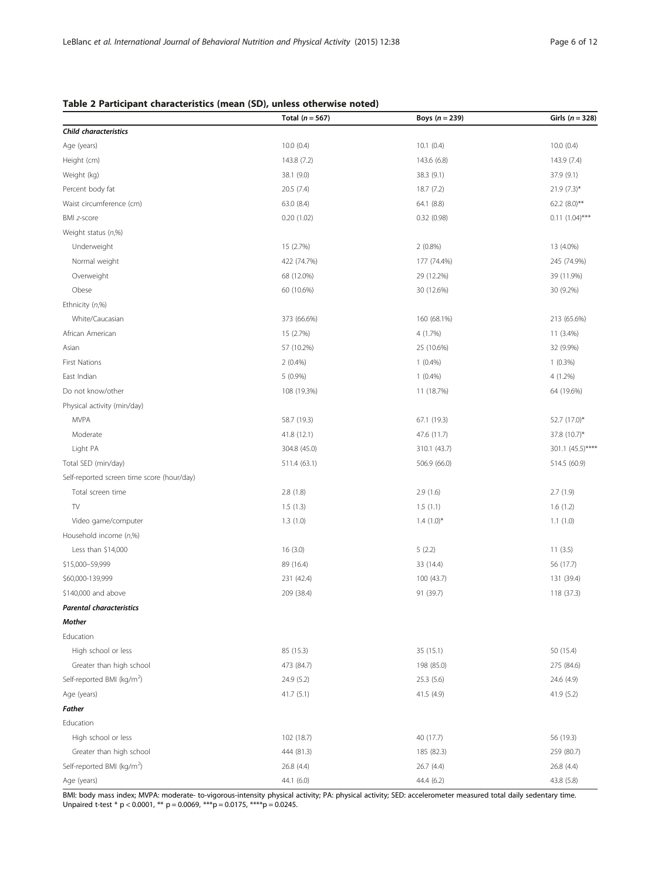**Table 2 Participant characteristics (mean (SD), unless otherwise noted)**

| | Total (*n* = 567) | Boys (*n* = 239) | Girls (*n* = 328) |
|---|---|---|---|
| ***Child characteristics*** | | | |
| Age (years) | 10.0 (0.4) | 10.1 (0.4) | 10.0 (0.4) |
| Height (cm) | 143.8 (7.2) | 143.6 (6.8) | 143.9 (7.4) |
| Weight (kg) | 38.1 (9.0) | 38.3 (9.1) | 37.9 (9.1) |
| Percent body fat | 20.5 (7.4) | 18.7 (7.2) | 21.9 (7.3)* |
| Waist circumference (cm) | 63.0 (8.4) | 64.1 (8.8) | 62.2 (8.0)** |
| BMI *z*-score | 0.20 (1.02) | 0.32 (0.98) | 0.11 (1.04)*** |
| Weight status (*n*,%) | | | |
| Underweight | 15 (2.7%) | 2 (0.8%) | 13 (4.0%) |
| Normal weight | 422 (74.7%) | 177 (74.4%) | 245 (74.9%) |
| Overweight | 68 (12.0%) | 29 (12.2%) | 39 (11.9%) |
| Obese | 60 (10.6%) | 30 (12.6%) | 30 (9.2%) |
| Ethnicity (*n*,%) | | | |
| White/Caucasian | 373 (66.6%) | 160 (68.1%) | 213 (65.6%) |
| African American | 15 (2.7%) | 4 (1.7%) | 11 (3.4%) |
| Asian | 57 (10.2%) | 25 (10.6%) | 32 (9.9%) |
| First Nations | 2 (0.4%) | 1 (0.4%) | 1 (0.3%) |
| East Indian | 5 (0.9%) | 1 (0.4%) | 4 (1.2%) |
| Do not know/other | 108 (19.3%) | 11 (18.7%) | 64 (19.6%) |
| Physical activity (min/day) | | | |
| MVPA | 58.7 (19.3) | 67.1 (19.3) | 52.7 (17.0)* |
| Moderate | 41.8 (12.1) | 47.6 (11.7) | 37.8 (10.7)* |
| Light PA | 304.8 (45.0) | 310.1 (43.7) | 301.1 (45.5)**** |
| Total SED (min/day) | 511.4 (63.1) | 506.9 (66.0) | 514.5 (60.9) |
| Self-reported screen time score (hour/day) | | | |
| Total screen time | 2.8 (1.8) | 2.9 (1.6) | 2.7 (1.9) |
| TV | 1.5 (1.3) | 1.5 (1.1) | 1.6 (1.2) |
| Video game/computer | 1.3 (1.0) | 1.4 (1.0)* | 1.1 (1.0) |
| Household income (*n*,%) | | | |
| Less than $14,000 | 16 (3.0) | 5 (2.2) | 11 (3.5) |
| $15,000–59,999 | 89 (16.4) | 33 (14.4) | 56 (17.7) |
| $60,000-139,999 | 231 (42.4) | 100 (43.7) | 131 (39.4) |
| $140,000 and above | 209 (38.4) | 91 (39.7) | 118 (37.3) |
| ***Parental characteristics*** | | | |
| ***Mother*** | | | |
| Education | | | |
| High school or less | 85 (15.3) | 35 (15.1) | 50 (15.4) |
| Greater than high school | 473 (84.7) | 198 (85.0) | 275 (84.6) |
| Self-reported BMI (kg/m$^2$) | 24.9 (5.2) | 25.3 (5.6) | 24.6 (4.9) |
| Age (years) | 41.7 (5.1) | 41.5 (4.9) | 41.9 (5.2) |
| ***Father*** | | | |
| Education | | | |
| High school or less | 102 (18.7) | 40 (17.7) | 56 (19.3) |
| Greater than high school | 444 (81.3) | 185 (82.3) | 259 (80.7) |
| Self-reported BMI (kg/m$^2$) | 26.8 (4.4) | 26.7 (4.4) | 26.8 (4.4) |
| Age (years) | 44.1 (6.0) | 44.4 (6.2) | 43.8 (5.8) |

BMI: body mass index; MVPA: moderate- to-vigorous-intensity physical activity; PA: physical activity; SED: accelerometer measured total daily sedentary time.
Unpaired t-test * $p < 0.0001$, ** $p = 0.0069$, *** $p = 0.0175$, **** $p = 0.0245$.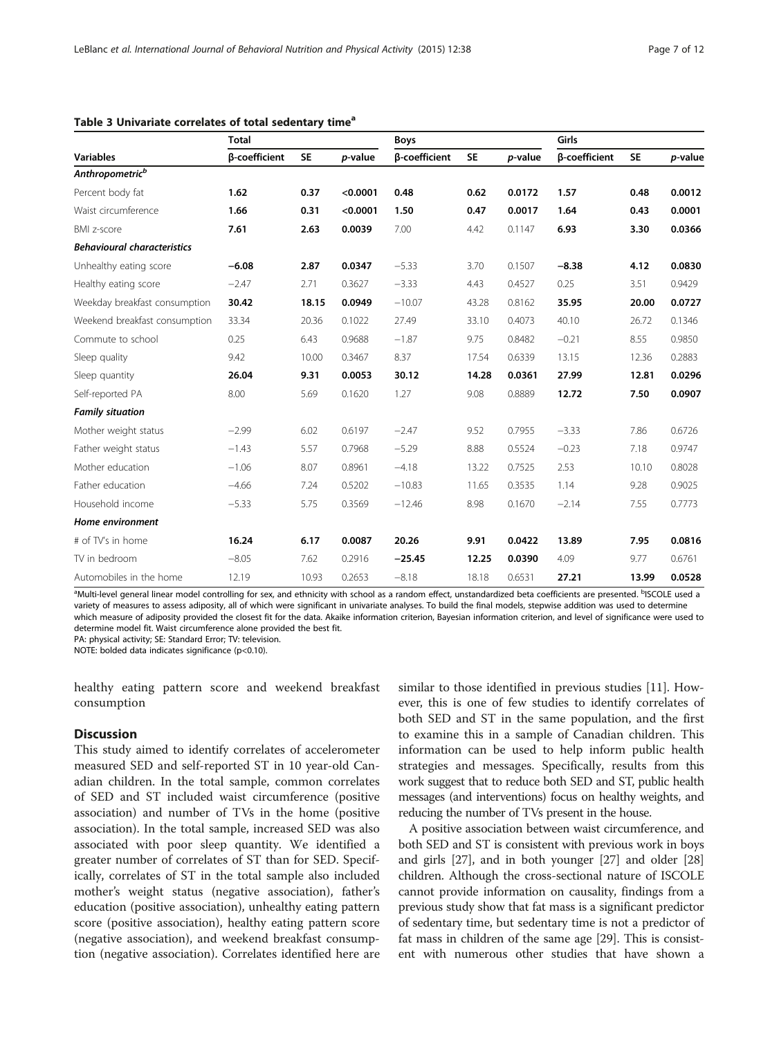**Table 3 Univariate correlates of total sedentary time[a]**

| Variables | Total | | | Boys | | | Girls | | |
|---|---|---|---|---|---|---|---|---|---|
| | β-coefficient | SE | *p*-value | β-coefficient | SE | *p*-value | β-coefficient | SE | *p*-value |
| ***Anthropometric[b]*** | | | | | | | | | |
| Percent body fat | **1.62** | **0.37** | **<0.0001** | **0.48** | **0.62** | **0.0172** | **1.57** | **0.48** | **0.0012** |
| Waist circumference | **1.66** | **0.31** | **<0.0001** | **1.50** | **0.47** | **0.0017** | **1.64** | **0.43** | **0.0001** |
| BMI z-score | **7.61** | **2.63** | **0.0039** | 7.00 | 4.42 | 0.1147 | **6.93** | **3.30** | **0.0366** |
| ***Behavioural characteristics*** | | | | | | | | | |
| Unhealthy eating score | **−6.08** | **2.87** | **0.0347** | −5.33 | 3.70 | 0.1507 | **−8.38** | **4.12** | **0.0830** |
| Healthy eating score | −2.47 | 2.71 | 0.3627 | −3.33 | 4.43 | 0.4527 | 0.25 | 3.51 | 0.9429 |
| Weekday breakfast consumption | **30.42** | **18.15** | **0.0949** | −10.07 | 43.28 | 0.8162 | **35.95** | **20.00** | **0.0727** |
| Weekend breakfast consumption | 33.34 | 20.36 | 0.1022 | 27.49 | 33.10 | 0.4073 | 40.10 | 26.72 | 0.1346 |
| Commute to school | 0.25 | 6.43 | 0.9688 | −1.87 | 9.75 | 0.8482 | −0.21 | 8.55 | 0.9850 |
| Sleep quality | 9.42 | 10.00 | 0.3467 | 8.37 | 17.54 | 0.6339 | 13.15 | 12.36 | 0.2883 |
| Sleep quantity | **26.04** | **9.31** | **0.0053** | **30.12** | **14.28** | **0.0361** | **27.99** | **12.81** | **0.0296** |
| Self-reported PA | 8.00 | 5.69 | 0.1620 | 1.27 | 9.08 | 0.8889 | **12.72** | **7.50** | **0.0907** |
| ***Family situation*** | | | | | | | | | |
| Mother weight status | −2.99 | 6.02 | 0.6197 | −2.47 | 9.52 | 0.7955 | −3.33 | 7.86 | 0.6726 |
| Father weight status | −1.43 | 5.57 | 0.7968 | −5.29 | 8.88 | 0.5524 | −0.23 | 7.18 | 0.9747 |
| Mother education | −1.06 | 8.07 | 0.8961 | −4.18 | 13.22 | 0.7525 | 2.53 | 10.10 | 0.8028 |
| Father education | −4.66 | 7.24 | 0.5202 | −10.83 | 11.65 | 0.3535 | 1.14 | 9.28 | 0.9025 |
| Household income | −5.33 | 5.75 | 0.3569 | −12.46 | 8.98 | 0.1670 | −2.14 | 7.55 | 0.7773 |
| ***Home environment*** | | | | | | | | | |
| # of TV's in home | **16.24** | **6.17** | **0.0087** | **20.26** | **9.91** | **0.0422** | **13.89** | **7.95** | **0.0816** |
| TV in bedroom | −8.05 | 7.62 | 0.2916 | **−25.45** | **12.25** | **0.0390** | 4.09 | 9.77 | 0.6761 |
| Automobiles in the home | 12.19 | 10.93 | 0.2653 | −8.18 | 18.18 | 0.6531 | **27.21** | **13.99** | **0.0528** |

[a]Multi-level general linear model controlling for sex, and ethnicity with school as a random effect, unstandardized beta coefficients are presented. [b]ISCOLE used a variety of measures to assess adiposity, all of which were significant in univariate analyses. To build the final models, stepwise addition was used to determine which measure of adiposity provided the closest fit for the data. Akaike information criterion, Bayesian information criterion, and level of significance were used to determine model fit. Waist circumference alone provided the best fit.

PA: physical activity; SE: Standard Error; TV: television.

NOTE: bolded data indicates significance (p<0.10).

healthy eating pattern score and weekend breakfast consumption

## Discussion

This study aimed to identify correlates of accelerometer measured SED and self-reported ST in 10 year-old Canadian children. In the total sample, common correlates of SED and ST included waist circumference (positive association) and number of TVs in the home (positive association). In the total sample, increased SED was also associated with poor sleep quantity. We identified a greater number of correlates of ST than for SED. Specifically, correlates of ST in the total sample also included mother's weight status (negative association), father's education (positive association), unhealthy eating pattern score (positive association), healthy eating pattern score (negative association), and weekend breakfast consumption (negative association). Correlates identified here are similar to those identified in previous studies [11]. However, this is one of few studies to identify correlates of both SED and ST in the same population, and the first to examine this in a sample of Canadian children. This information can be used to help inform public health strategies and messages. Specifically, results from this work suggest that to reduce both SED and ST, public health messages (and interventions) focus on healthy weights, and reducing the number of TVs present in the house.

A positive association between waist circumference, and both SED and ST is consistent with previous work in boys and girls [27], and in both younger [27] and older [28] children. Although the cross-sectional nature of ISCOLE cannot provide information on causality, findings from a previous study show that fat mass is a significant predictor of sedentary time, but sedentary time is not a predictor of fat mass in children of the same age [29]. This is consistent with numerous other studies that have shown a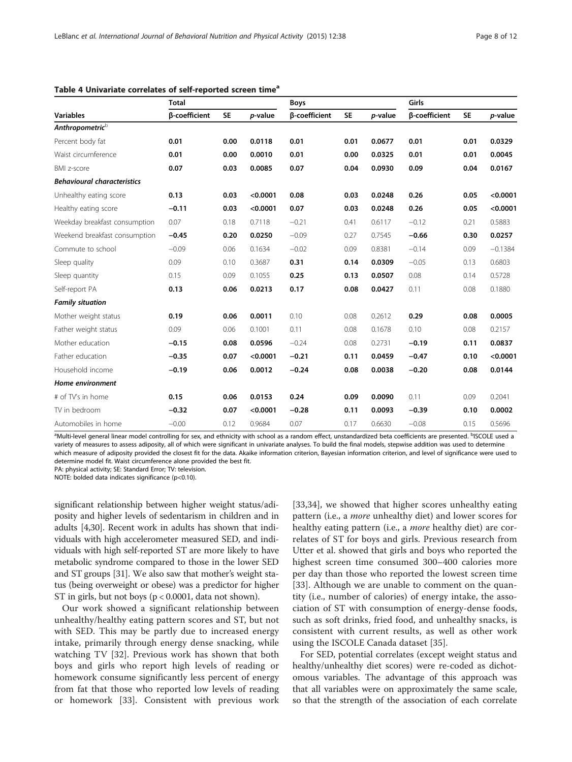**Table 4 Univariate correlates of self-reported screen time[a]**

| Variables | Total | | | Boys | | | Girls | | |
|---|---|---|---|---|---|---|---|---|---|
| | β-coefficient | SE | *p*-value | β-coefficient | SE | *p*-value | β-coefficient | SE | *p*-value |
| ***Anthropometric***[b] | | | | | | | | | |
| Percent body fat | **0.01** | **0.00** | **0.0118** | **0.01** | **0.01** | **0.0677** | **0.01** | **0.01** | **0.0329** |
| Waist circumference | **0.01** | **0.00** | **0.0010** | **0.01** | **0.00** | **0.0325** | **0.01** | **0.01** | **0.0045** |
| BMI z-score | **0.07** | **0.03** | **0.0085** | **0.07** | **0.04** | **0.0930** | **0.09** | **0.04** | **0.0167** |
| ***Behavioural characteristics*** | | | | | | | | | |
| Unhealthy eating score | **0.13** | **0.03** | **<0.0001** | **0.08** | **0.03** | **0.0248** | **0.26** | **0.05** | **<0.0001** |
| Healthy eating score | **−0.11** | **0.03** | **<0.0001** | **0.07** | **0.03** | **0.0248** | **0.26** | **0.05** | **<0.0001** |
| Weekday breakfast consumption | 0.07 | 0.18 | 0.7118 | −0.21 | 0.41 | 0.6117 | −0.12 | 0.21 | 0.5883 |
| Weekend breakfast consumption | **−0.45** | **0.20** | **0.0250** | −0.09 | 0.27 | 0.7545 | **−0.66** | **0.30** | **0.0257** |
| Commute to school | −0.09 | 0.06 | 0.1634 | −0.02 | 0.09 | 0.8381 | −0.14 | 0.09 | −0.1384 |
| Sleep quality | 0.09 | 0.10 | 0.3687 | **0.31** | **0.14** | **0.0309** | −0.05 | 0.13 | 0.6803 |
| Sleep quantity | 0.15 | 0.09 | 0.1055 | **0.25** | **0.13** | **0.0507** | 0.08 | 0.14 | 0.5728 |
| Self-report PA | **0.13** | **0.06** | **0.0213** | **0.17** | **0.08** | **0.0427** | 0.11 | 0.08 | 0.1880 |
| ***Family situation*** | | | | | | | | | |
| Mother weight status | **0.19** | **0.06** | **0.0011** | 0.10 | 0.08 | 0.2612 | **0.29** | **0.08** | **0.0005** |
| Father weight status | 0.09 | 0.06 | 0.1001 | 0.11 | 0.08 | 0.1678 | 0.10 | 0.08 | 0.2157 |
| Mother education | **−0.15** | **0.08** | **0.0596** | −0.24 | 0.08 | 0.2731 | **−0.19** | **0.11** | **0.0837** |
| Father education | **−0.35** | **0.07** | **<0.0001** | **−0.21** | **0.11** | **0.0459** | **−0.47** | **0.10** | **<0.0001** |
| Household income | **−0.19** | **0.06** | **0.0012** | **−0.24** | **0.08** | **0.0038** | **−0.20** | **0.08** | **0.0144** |
| ***Home environment*** | | | | | | | | | |
| # of TV's in home | **0.15** | **0.06** | **0.0153** | **0.24** | **0.09** | **0.0090** | 0.11 | 0.09 | 0.2041 |
| TV in bedroom | **−0.32** | **0.07** | **<0.0001** | **−0.28** | **0.11** | **0.0093** | **−0.39** | **0.10** | **0.0002** |
| Automobiles in home | −0.00 | 0.12 | 0.9684 | 0.07 | 0.17 | 0.6630 | −0.08 | 0.15 | 0.5696 |

[a]Multi-level general linear model controlling for sex, and ethnicity with school as a random effect, unstandardized beta coefficients are presented. [b]ISCOLE used a variety of measures to assess adiposity, all of which were significant in univariate analyses. To build the final models, stepwise addition was used to determine which measure of adiposity provided the closest fit for the data. Akaike information criterion, Bayesian information criterion, and level of significance were used to determine model fit. Waist circumference alone provided the best fit.
PA: physical activity; SE: Standard Error; TV: television.
NOTE: bolded data indicates significance (p<0.10).

significant relationship between higher weight status/adiposity and higher levels of sedentarism in children and in adults [4,30]. Recent work in adults has shown that individuals with high accelerometer measured SED, and individuals with high self-reported ST are more likely to have metabolic syndrome compared to those in the lower SED and ST groups [31]. We also saw that mother's weight status (being overweight or obese) was a predictor for higher ST in girls, but not boys ($p < 0.0001$, data not shown).

Our work showed a significant relationship between unhealthy/healthy eating pattern scores and ST, but not with SED. This may be partly due to increased energy intake, primarily through energy dense snacking, while watching TV [32]. Previous work has shown that both boys and girls who report high levels of reading or homework consume significantly less percent of energy from fat that those who reported low levels of reading or homework [33]. Consistent with previous work [33,34], we showed that higher scores unhealthy eating pattern (i.e., a *more* unhealthy diet) and lower scores for healthy eating pattern (i.e., a *more* healthy diet) are correlates of ST for boys and girls. Previous research from Utter et al. showed that girls and boys who reported the highest screen time consumed 300–400 calories more per day than those who reported the lowest screen time [33]. Although we are unable to comment on the quantity (i.e., number of calories) of energy intake, the association of ST with consumption of energy-dense foods, such as soft drinks, fried food, and unhealthy snacks, is consistent with current results, as well as other work using the ISCOLE Canada dataset [35].

For SED, potential correlates (except weight status and healthy/unhealthy diet scores) were re-coded as dichotomous variables. The advantage of this approach was that all variables were on approximately the same scale, so that the strength of the association of each correlate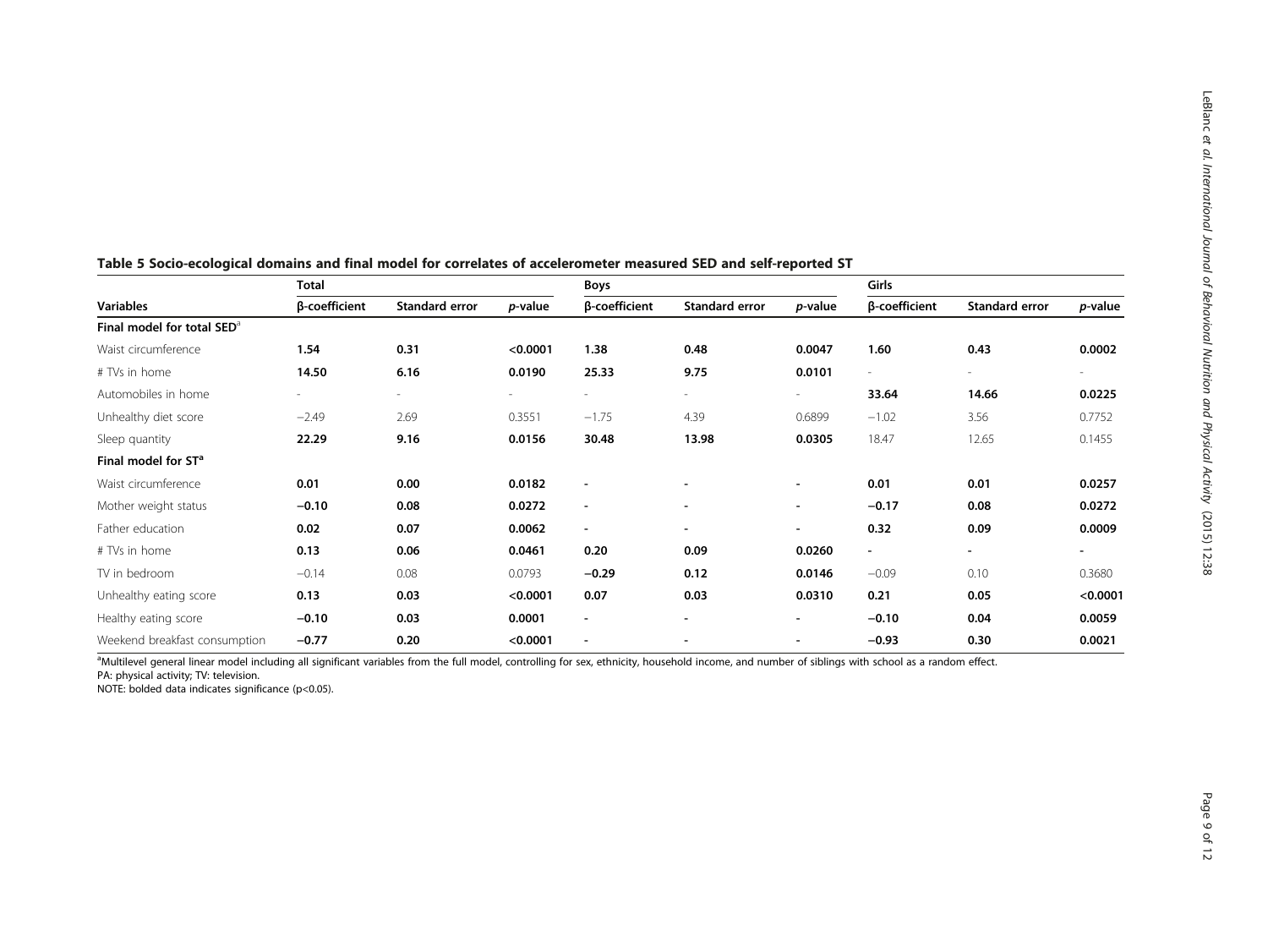**Table 5 Socio-ecological domains and final model for correlates of accelerometer measured SED and self-reported ST**

| | Total | | | Boys | | | Girls | | |
|---|---|---|---|---|---|---|---|---|---|
| **Variables** | **β-coefficient** | **Standard error** | ***p*-value** | **β-coefficient** | **Standard error** | ***p*-value** | **β-coefficient** | **Standard error** | ***p*-value** |
| **Final model for total SED**[a] | | | | | | | | | |
| Waist circumference | **1.54** | **0.31** | **<0.0001** | **1.38** | **0.48** | **0.0047** | **1.60** | **0.43** | **0.0002** |
| # TVs in home | **14.50** | **6.16** | **0.0190** | **25.33** | **9.75** | **0.0101** | - | - | - |
| Automobiles in home | - | - | - | - | - | - | **33.64** | **14.66** | **0.0225** |
| Unhealthy diet score | −2.49 | 2.69 | 0.3551 | −1.75 | 4.39 | 0.6899 | −1.02 | 3.56 | 0.7752 |
| Sleep quantity | **22.29** | **9.16** | **0.0156** | **30.48** | **13.98** | **0.0305** | 18.47 | 12.65 | 0.1455 |
| **Final model for ST**[a] | | | | | | | | | |
| Waist circumference | **0.01** | **0.00** | **0.0182** | - | - | - | **0.01** | **0.01** | **0.0257** |
| Mother weight status | **−0.10** | **0.08** | **0.0272** | - | - | - | **−0.17** | **0.08** | **0.0272** |
| Father education | **0.02** | **0.07** | **0.0062** | - | - | - | **0.32** | **0.09** | **0.0009** |
| # TVs in home | **0.13** | **0.06** | **0.0461** | **0.20** | **0.09** | **0.0260** | - | - | - |
| TV in bedroom | −0.14 | 0.08 | 0.0793 | **−0.29** | **0.12** | **0.0146** | −0.09 | 0.10 | 0.3680 |
| Unhealthy eating score | **0.13** | **0.03** | **<0.0001** | **0.07** | **0.03** | **0.0310** | **0.21** | **0.05** | **<0.0001** |
| Healthy eating score | **−0.10** | **0.03** | **0.0001** | - | - | - | **−0.10** | **0.04** | **0.0059** |
| Weekend breakfast consumption | **−0.77** | **0.20** | **<0.0001** | - | - | - | **−0.93** | **0.30** | **0.0021** |

[a]Multilevel general linear model including all significant variables from the full model, controlling for sex, ethnicity, household income, and number of siblings with school as a random effect.
PA: physical activity; TV: television.
NOTE: bolded data indicates significance (p<0.05).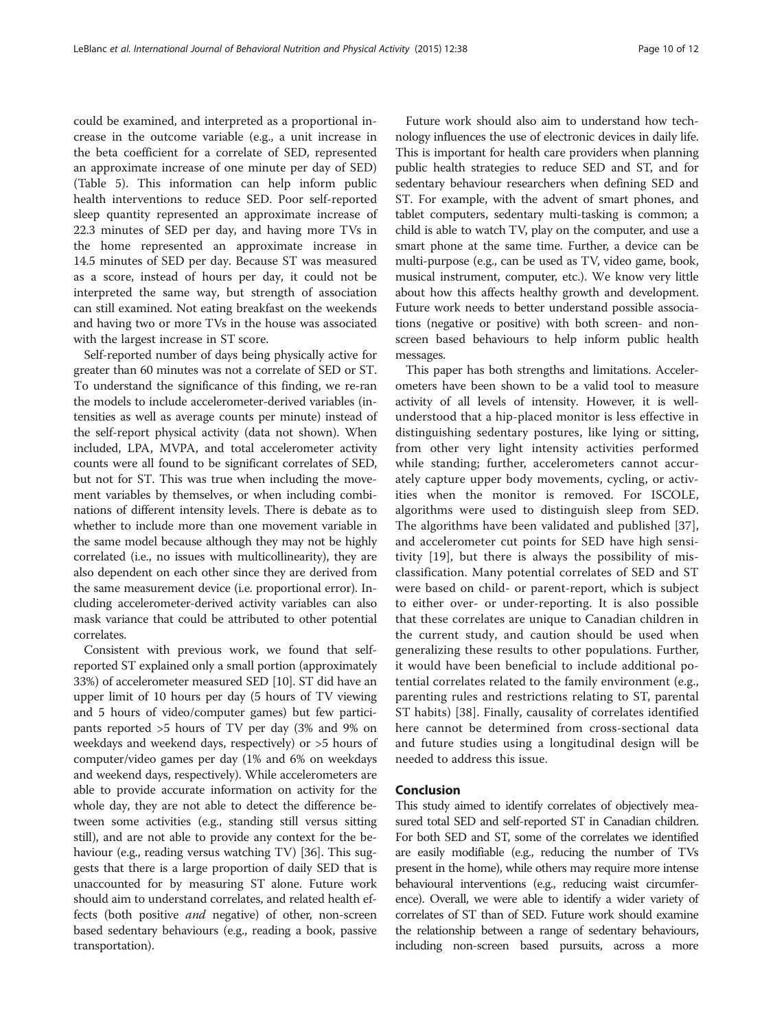could be examined, and interpreted as a proportional increase in the outcome variable (e.g., a unit increase in the beta coefficient for a correlate of SED, represented an approximate increase of one minute per day of SED) (Table 5). This information can help inform public health interventions to reduce SED. Poor self-reported sleep quantity represented an approximate increase of 22.3 minutes of SED per day, and having more TVs in the home represented an approximate increase in 14.5 minutes of SED per day. Because ST was measured as a score, instead of hours per day, it could not be interpreted the same way, but strength of association can still examined. Not eating breakfast on the weekends and having two or more TVs in the house was associated with the largest increase in ST score.

Self-reported number of days being physically active for greater than 60 minutes was not a correlate of SED or ST. To understand the significance of this finding, we re-ran the models to include accelerometer-derived variables (intensities as well as average counts per minute) instead of the self-report physical activity (data not shown). When included, LPA, MVPA, and total accelerometer activity counts were all found to be significant correlates of SED, but not for ST. This was true when including the movement variables by themselves, or when including combinations of different intensity levels. There is debate as to whether to include more than one movement variable in the same model because although they may not be highly correlated (i.e., no issues with multicollinearity), they are also dependent on each other since they are derived from the same measurement device (i.e. proportional error). Including accelerometer-derived activity variables can also mask variance that could be attributed to other potential correlates.

Consistent with previous work, we found that self-reported ST explained only a small portion (approximately 33%) of accelerometer measured SED [10]. ST did have an upper limit of 10 hours per day (5 hours of TV viewing and 5 hours of video/computer games) but few participants reported >5 hours of TV per day (3% and 9% on weekdays and weekend days, respectively) or >5 hours of computer/video games per day (1% and 6% on weekdays and weekend days, respectively). While accelerometers are able to provide accurate information on activity for the whole day, they are not able to detect the difference between some activities (e.g., standing still versus sitting still), and are not able to provide any context for the behaviour (e.g., reading versus watching TV) [36]. This suggests that there is a large proportion of daily SED that is unaccounted for by measuring ST alone. Future work should aim to understand correlates, and related health effects (both positive *and* negative) of other, non-screen based sedentary behaviours (e.g., reading a book, passive transportation).

Future work should also aim to understand how technology influences the use of electronic devices in daily life. This is important for health care providers when planning public health strategies to reduce SED and ST, and for sedentary behaviour researchers when defining SED and ST. For example, with the advent of smart phones, and tablet computers, sedentary multi-tasking is common; a child is able to watch TV, play on the computer, and use a smart phone at the same time. Further, a device can be multi-purpose (e.g., can be used as TV, video game, book, musical instrument, computer, etc.). We know very little about how this affects healthy growth and development. Future work needs to better understand possible associations (negative or positive) with both screen- and non-screen based behaviours to help inform public health messages.

This paper has both strengths and limitations. Accelerometers have been shown to be a valid tool to measure activity of all levels of intensity. However, it is well-understood that a hip-placed monitor is less effective in distinguishing sedentary postures, like lying or sitting, from other very light intensity activities performed while standing; further, accelerometers cannot accurately capture upper body movements, cycling, or activities when the monitor is removed. For ISCOLE, algorithms were used to distinguish sleep from SED. The algorithms have been validated and published [37], and accelerometer cut points for SED have high sensitivity [19], but there is always the possibility of misclassification. Many potential correlates of SED and ST were based on child- or parent-report, which is subject to either over- or under-reporting. It is also possible that these correlates are unique to Canadian children in the current study, and caution should be used when generalizing these results to other populations. Further, it would have been beneficial to include additional potential correlates related to the family environment (e.g., parenting rules and restrictions relating to ST, parental ST habits) [38]. Finally, causality of correlates identified here cannot be determined from cross-sectional data and future studies using a longitudinal design will be needed to address this issue.

## Conclusion

This study aimed to identify correlates of objectively measured total SED and self-reported ST in Canadian children. For both SED and ST, some of the correlates we identified are easily modifiable (e.g., reducing the number of TVs present in the home), while others may require more intense behavioural interventions (e.g., reducing waist circumference). Overall, we were able to identify a wider variety of correlates of ST than of SED. Future work should examine the relationship between a range of sedentary behaviours, including non-screen based pursuits, across a more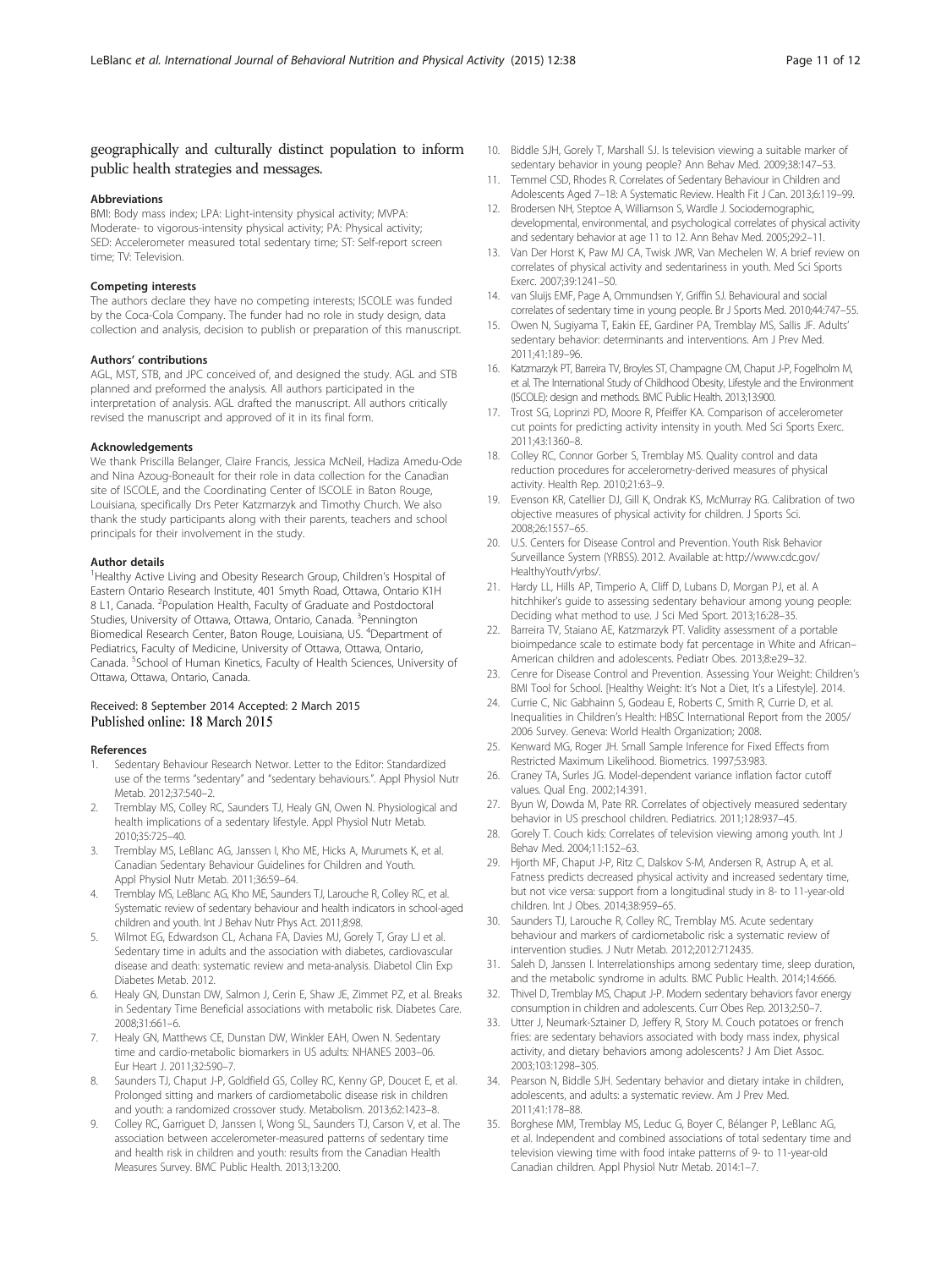geographically and culturally distinct population to inform public health strategies and messages.

### Abbreviations

BMI: Body mass index; LPA: Light-intensity physical activity; MVPA: Moderate- to vigorous-intensity physical activity; PA: Physical activity; SED: Accelerometer measured total sedentary time; ST: Self-report screen time; TV: Television.

### Competing interests

The authors declare they have no competing interests; ISCOLE was funded by the Coca-Cola Company. The funder had no role in study design, data collection and analysis, decision to publish or preparation of this manuscript.

### Authors' contributions

AGL, MST, STB, and JPC conceived of, and designed the study. AGL and STB planned and preformed the analysis. All authors participated in the interpretation of analysis. AGL drafted the manuscript. All authors critically revised the manuscript and approved of it in its final form.

### Acknowledgements

We thank Priscilla Belanger, Claire Francis, Jessica McNeil, Hadiza Amedu-Ode and Nina Azoug-Boneault for their role in data collection for the Canadian site of ISCOLE, and the Coordinating Center of ISCOLE in Baton Rouge, Louisiana, specifically Drs Peter Katzmarzyk and Timothy Church. We also thank the study participants along with their parents, teachers and school principals for their involvement in the study.

### Author details

[1]Healthy Active Living and Obesity Research Group, Children's Hospital of Eastern Ontario Research Institute, 401 Smyth Road, Ottawa, Ontario K1H 8 L1, Canada. [2]Population Health, Faculty of Graduate and Postdoctoral Studies, University of Ottawa, Ottawa, Ontario, Canada. [3]Pennington Biomedical Research Center, Baton Rouge, Louisiana, US. [4]Department of Pediatrics, Faculty of Medicine, University of Ottawa, Ottawa, Ontario, Canada. [5]School of Human Kinetics, Faculty of Health Sciences, University of Ottawa, Ottawa, Ontario, Canada.

Received: 8 September 2014 Accepted: 2 March 2015
Published online: 18 March 2015

### References

1. Sedentary Behaviour Research Networ. Letter to the Editor: Standardized use of the terms "sedentary" and "sedentary behaviours.". Appl Physiol Nutr Metab. 2012;37:540–2.
2. Tremblay MS, Colley RC, Saunders TJ, Healy GN, Owen N. Physiological and health implications of a sedentary lifestyle. Appl Physiol Nutr Metab. 2010;35:725–40.
3. Tremblay MS, LeBlanc AG, Janssen I, Kho ME, Hicks A, Murumets K, et al. Canadian Sedentary Behaviour Guidelines for Children and Youth. Appl Physiol Nutr Metab. 2011;36:59–64.
4. Tremblay MS, LeBlanc AG, Kho ME, Saunders TJ, Larouche R, Colley RC, et al. Systematic review of sedentary behaviour and health indicators in school-aged children and youth. Int J Behav Nutr Phys Act. 2011;8:98.
5. Wilmot EG, Edwardson CL, Achana FA, Davies MJ, Gorely T, Gray LJ et al. Sedentary time in adults and the association with diabetes, cardiovascular disease and death: systematic review and meta-analysis. Diabetol Clin Exp Diabetes Metab. 2012.
6. Healy GN, Dunstan DW, Salmon J, Cerin E, Shaw JE, Zimmet PZ, et al. Breaks in Sedentary Time Beneficial associations with metabolic risk. Diabetes Care. 2008;31:661–6.
7. Healy GN, Matthews CE, Dunstan DW, Winkler EAH, Owen N. Sedentary time and cardio-metabolic biomarkers in US adults: NHANES 2003–06. Eur Heart J. 2011;32:590–7.
8. Saunders TJ, Chaput J-P, Goldfield GS, Colley RC, Kenny GP, Doucet E, et al. Prolonged sitting and markers of cardiometabolic disease risk in children and youth: a randomized crossover study. Metabolism. 2013;62:1423–8.
9. Colley RC, Garriguet D, Janssen I, Wong SL, Saunders TJ, Carson V, et al. The association between accelerometer-measured patterns of sedentary time and health risk in children and youth: results from the Canadian Health Measures Survey. BMC Public Health. 2013;13:200.
10. Biddle SJH, Gorely T, Marshall SJ. Is television viewing a suitable marker of sedentary behavior in young people? Ann Behav Med. 2009;38:147–53.
11. Temmel CSD, Rhodes R. Correlates of Sedentary Behaviour in Children and Adolescents Aged 7–18: A Systematic Review. Health Fit J Can. 2013;6:119–99.
12. Brodersen NH, Steptoe A, Williamson S, Wardle J. Sociodemographic, developmental, environmental, and psychological correlates of physical activity and sedentary behavior at age 11 to 12. Ann Behav Med. 2005;29:2–11.
13. Van Der Horst K, Paw MJ CA, Twisk JWR, Van Mechelen W. A brief review on correlates of physical activity and sedentariness in youth. Med Sci Sports Exerc. 2007;39:1241–50.
14. van Sluijs EMF, Page A, Ommundsen Y, Griffin SJ. Behavioural and social correlates of sedentary time in young people. Br J Sports Med. 2010;44:747–55.
15. Owen N, Sugiyama T, Eakin EE, Gardiner PA, Tremblay MS, Sallis JF. Adults' sedentary behavior: determinants and interventions. Am J Prev Med. 2011;41:189–96.
16. Katzmarzyk PT, Barreira TV, Broyles ST, Champagne CM, Chaput J-P, Fogelholm M, et al. The International Study of Childhood Obesity, Lifestyle and the Environment (ISCOLE): design and methods. BMC Public Health. 2013;13:900.
17. Trost SG, Loprinzi PD, Moore R, Pfeiffer KA. Comparison of accelerometer cut points for predicting activity intensity in youth. Med Sci Sports Exerc. 2011;43:1360–8.
18. Colley RC, Connor Gorber S, Tremblay MS. Quality control and data reduction procedures for accelerometry-derived measures of physical activity. Health Rep. 2010;21:63–9.
19. Evenson KR, Catellier DJ, Gill K, Ondrak KS, McMurray RG. Calibration of two objective measures of physical activity for children. J Sports Sci. 2008;26:1557–65.
20. U.S. Centers for Disease Control and Prevention. Youth Risk Behavior Surveillance System (YRBSS). 2012. Available at: http://www.cdc.gov/HealthyYouth/yrbs/.
21. Hardy LL, Hills AP, Timperio A, Cliff D, Lubans D, Morgan PJ, et al. A hitchhiker's guide to assessing sedentary behaviour among young people: Deciding what method to use. J Sci Med Sport. 2013;16:28–35.
22. Barreira TV, Staiano AE, Katzmarzyk PT. Validity assessment of a portable bioimpedance scale to estimate body fat percentage in White and African–American children and adolescents. Pediatr Obes. 2013;8:e29–32.
23. Cenre for Disease Control and Prevention. Assessing Your Weight: Children's BMI Tool for School. [Healthy Weight: It's Not a Diet, It's a Lifestyle]. 2014.
24. Currie C, Nic Gabhainn S, Godeau E, Roberts C, Smith R, Currie D, et al. Inequalities in Children's Health: HBSC International Report from the 2005/2006 Survey. Geneva: World Health Organization; 2008.
25. Kenward MG, Roger JH. Small Sample Inference for Fixed Effects from Restricted Maximum Likelihood. Biometrics. 1997;53:983.
26. Craney TA, Surles JG. Model-dependent variance inflation factor cutoff values. Qual Eng. 2002;14:391.
27. Byun W, Dowda M, Pate RR. Correlates of objectively measured sedentary behavior in US preschool children. Pediatrics. 2011;128:937–45.
28. Gorely T. Couch kids: Correlates of television viewing among youth. Int J Behav Med. 2004;11:152–63.
29. Hjorth MF, Chaput J-P, Ritz C, Dalskov S-M, Andersen R, Astrup A, et al. Fatness predicts decreased physical activity and increased sedentary time, but not vice versa: support from a longitudinal study in 8- to 11-year-old children. Int J Obes. 2014;38:959–65.
30. Saunders TJ, Larouche R, Colley RC, Tremblay MS. Acute sedentary behaviour and markers of cardiometabolic risk: a systematic review of intervention studies. J Nutr Metab. 2012;2012:712435.
31. Saleh D, Janssen I. Interrelationships among sedentary time, sleep duration, and the metabolic syndrome in adults. BMC Public Health. 2014;14:666.
32. Thivel D, Tremblay MS, Chaput J-P. Modern sedentary behaviors favor energy consumption in children and adolescents. Curr Obes Rep. 2013;2:50–7.
33. Utter J, Neumark-Sztainer D, Jeffery R, Story M. Couch potatoes or french fries: are sedentary behaviors associated with body mass index, physical activity, and dietary behaviors among adolescents? J Am Diet Assoc. 2003;103:1298–305.
34. Pearson N, Biddle SJH. Sedentary behavior and dietary intake in children, adolescents, and adults: a systematic review. Am J Prev Med. 2011;41:178–88.
35. Borghese MM, Tremblay MS, Leduc G, Boyer C, Bélanger P, LeBlanc AG, et al. Independent and combined associations of total sedentary time and television viewing time with food intake patterns of 9- to 11-year-old Canadian children. Appl Physiol Nutr Metab. 2014:1–7.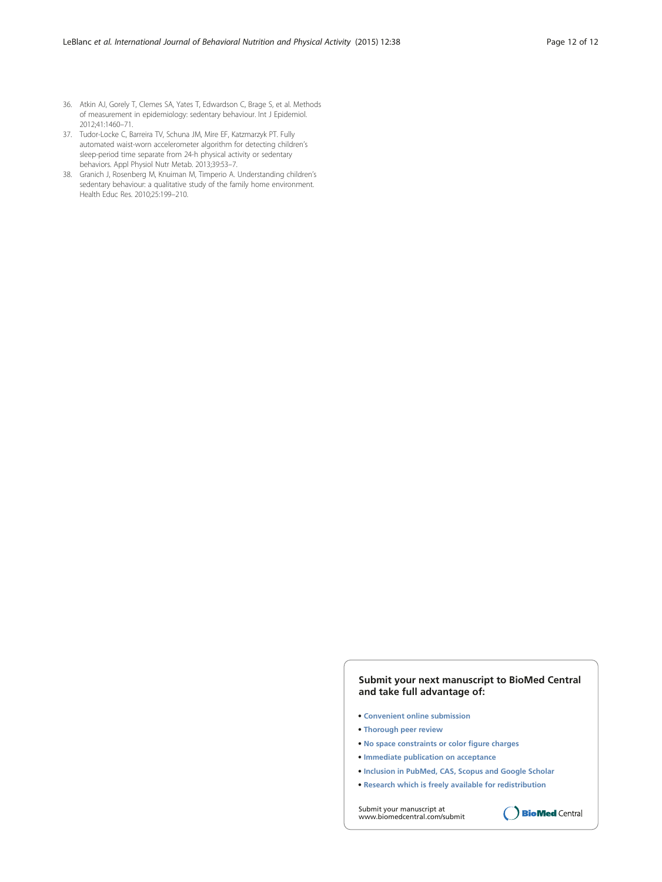36. Atkin AJ, Gorely T, Clemes SA, Yates T, Edwardson C, Brage S, et al. Methods of measurement in epidemiology: sedentary behaviour. Int J Epidemiol. 2012;41:1460–71.
37. Tudor-Locke C, Barreira TV, Schuna JM, Mire EF, Katzmarzyk PT. Fully automated waist-worn accelerometer algorithm for detecting children's sleep-period time separate from 24-h physical activity or sedentary behaviors. Appl Physiol Nutr Metab. 2013;39:53–7.
38. Granich J, Rosenberg M, Knuiman M, Timperio A. Understanding children's sedentary behaviour: a qualitative study of the family home environment. Health Educ Res. 2010;25:199–210.

**Submit your next manuscript to BioMed Central and take full advantage of:**

- **Convenient online submission**
- **Thorough peer review**
- **No space constraints or color figure charges**
- **Immediate publication on acceptance**
- **Inclusion in PubMed, CAS, Scopus and Google Scholar**
- **Research which is freely available for redistribution**

Submit your manuscript at
www.biomedcentral.com/submit

BioMed Central